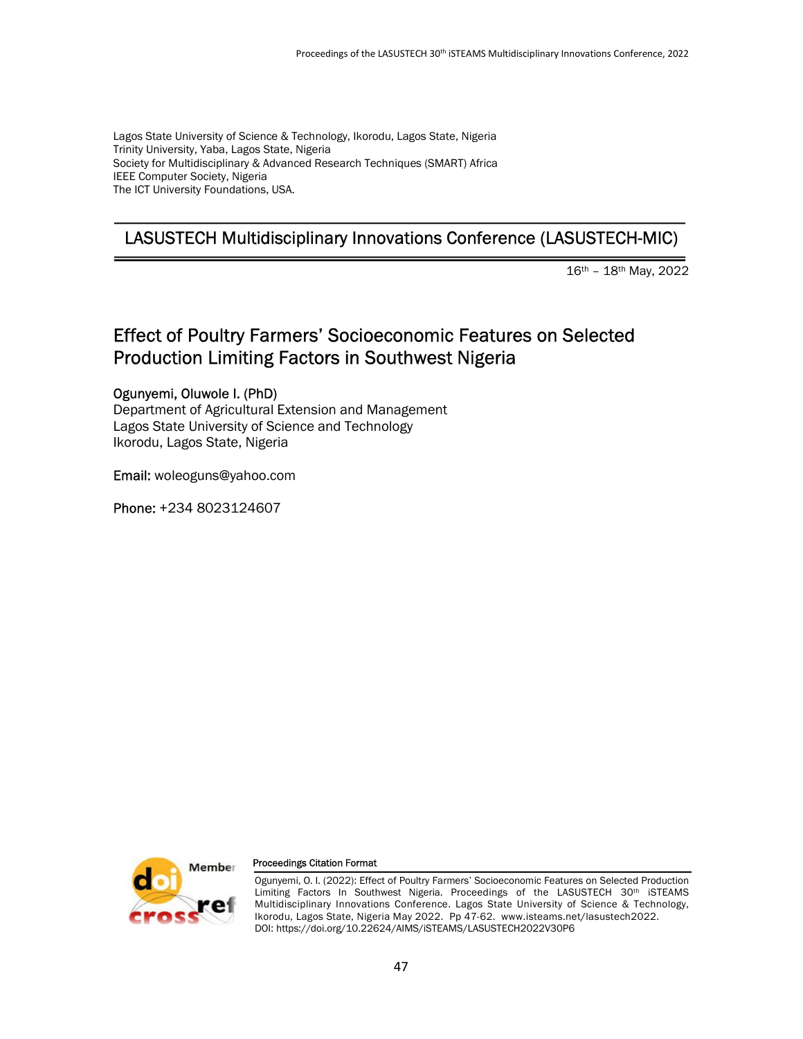Lagos State University of Science & Technology, Ikorodu, Lagos State, Nigeria
Trinity University, Yaba, Lagos State, Nigeria
Society for Multidisciplinary & Advanced Research Techniques (SMART) Africa
IEEE Computer Society, Nigeria
The ICT University Foundations, USA.

## LASUSTECH Multidisciplinary Innovations Conference (LASUSTECH-MIC)

16th – 18th May, 2022

# Effect of Poultry Farmers' Socioeconomic Features on Selected Production Limiting Factors in Southwest Nigeria

**Ogunyemi, Oluwole I. (PhD)**
Department of Agricultural Extension and Management
Lagos State University of Science and Technology
Ikorodu, Lagos State, Nigeria

**Email:** woleoguns@yahoo.com

**Phone:** +234 8023124607

**Proceedings Citation Format**

Ogunyemi, O. I. (2022): Effect of Poultry Farmers' Socioeconomic Features on Selected Production Limiting Factors In Southwest Nigeria. Proceedings of the LASUSTECH 30th iSTEAMS Multidisciplinary Innovations Conference. Lagos State University of Science & Technology, Ikorodu, Lagos State, Nigeria May 2022. Pp 47-62. www.isteams.net/lasustech2022.
DOI: https://doi.org/10.22624/AIMS/iSTEAMS/LASUSTECH2022V30P6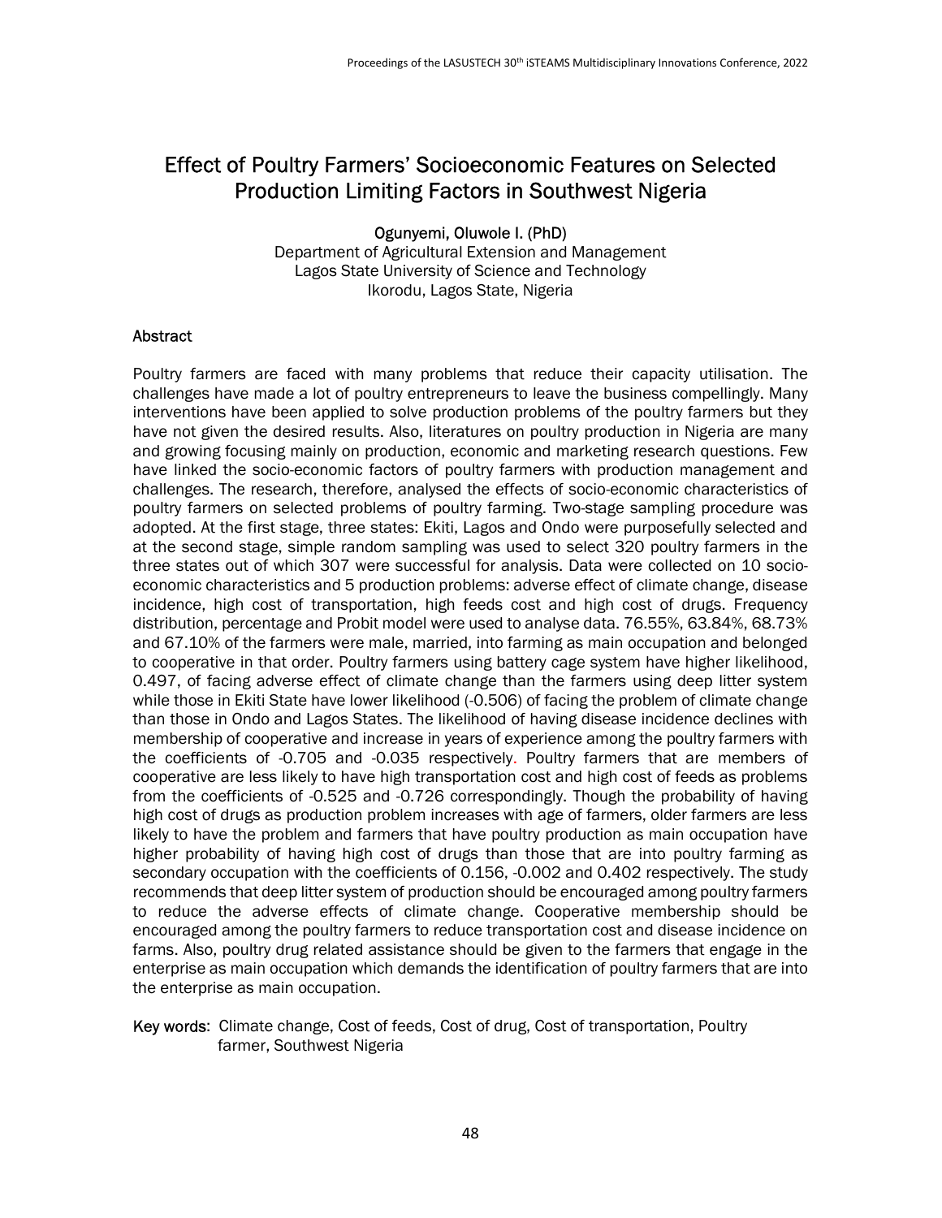// Effect of Poultry Farmers' Socioeconomic Features on Selected Production Limiting Factors in Southwest Nigeria

**Ogunyemi, Oluwole I. (PhD)**
Department of Agricultural Extension and Management
Lagos State University of Science and Technology
Ikorodu, Lagos State, Nigeria

## Abstract

Poultry farmers are faced with many problems that reduce their capacity utilisation. The challenges have made a lot of poultry entrepreneurs to leave the business compellingly. Many interventions have been applied to solve production problems of the poultry farmers but they have not given the desired results. Also, literatures on poultry production in Nigeria are many and growing focusing mainly on production, economic and marketing research questions. Few have linked the socio-economic factors of poultry farmers with production management and challenges. The research, therefore, analysed the effects of socio-economic characteristics of poultry farmers on selected problems of poultry farming. Two-stage sampling procedure was adopted. At the first stage, three states: Ekiti, Lagos and Ondo were purposefully selected and at the second stage, simple random sampling was used to select 320 poultry farmers in the three states out of which 307 were successful for analysis. Data were collected on 10 socio-economic characteristics and 5 production problems: adverse effect of climate change, disease incidence, high cost of transportation, high feeds cost and high cost of drugs. Frequency distribution, percentage and Probit model were used to analyse data. 76.55%, 63.84%, 68.73% and 67.10% of the farmers were male, married, into farming as main occupation and belonged to cooperative in that order. Poultry farmers using battery cage system have higher likelihood, 0.497, of facing adverse effect of climate change than the farmers using deep litter system while those in Ekiti State have lower likelihood (-0.506) of facing the problem of climate change than those in Ondo and Lagos States. The likelihood of having disease incidence declines with membership of cooperative and increase in years of experience among the poultry farmers with the coefficients of -0.705 and -0.035 respectively. Poultry farmers that are members of cooperative are less likely to have high transportation cost and high cost of feeds as problems from the coefficients of -0.525 and -0.726 correspondingly. Though the probability of having high cost of drugs as production problem increases with age of farmers, older farmers are less likely to have the problem and farmers that have poultry production as main occupation have higher probability of having high cost of drugs than those that are into poultry farming as secondary occupation with the coefficients of 0.156, -0.002 and 0.402 respectively. The study recommends that deep litter system of production should be encouraged among poultry farmers to reduce the adverse effects of climate change. Cooperative membership should be encouraged among the poultry farmers to reduce transportation cost and disease incidence on farms. Also, poultry drug related assistance should be given to the farmers that engage in the enterprise as main occupation which demands the identification of poultry farmers that are into the enterprise as main occupation.

**Key words:** Climate change, Cost of feeds, Cost of drug, Cost of transportation, Poultry farmer, Southwest Nigeria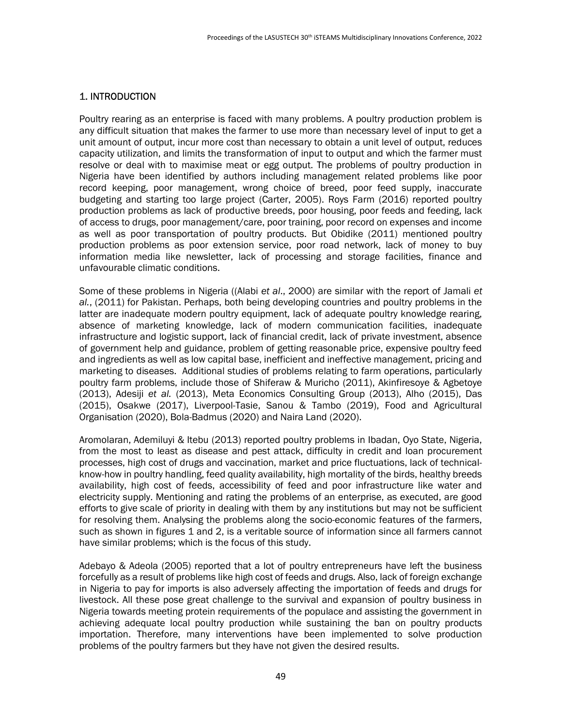## 1. INTRODUCTION

Poultry rearing as an enterprise is faced with many problems. A poultry production problem is any difficult situation that makes the farmer to use more than necessary level of input to get a unit amount of output, incur more cost than necessary to obtain a unit level of output, reduces capacity utilization, and limits the transformation of input to output and which the farmer must resolve or deal with to maximise meat or egg output. The problems of poultry production in Nigeria have been identified by authors including management related problems like poor record keeping, poor management, wrong choice of breed, poor feed supply, inaccurate budgeting and starting too large project (Carter, 2005). Roys Farm (2016) reported poultry production problems as lack of productive breeds, poor housing, poor feeds and feeding, lack of access to drugs, poor management/care, poor training, poor record on expenses and income as well as poor transportation of poultry products. But Obidike (2011) mentioned poultry production problems as poor extension service, poor road network, lack of money to buy information media like newsletter, lack of processing and storage facilities, finance and unfavourable climatic conditions.

Some of these problems in Nigeria ((Alabi *et al*., 2000) are similar with the report of Jamali *et al.*, (2011) for Pakistan. Perhaps, both being developing countries and poultry problems in the latter are inadequate modern poultry equipment, lack of adequate poultry knowledge rearing, absence of marketing knowledge, lack of modern communication facilities, inadequate infrastructure and logistic support, lack of financial credit, lack of private investment, absence of government help and guidance, problem of getting reasonable price, expensive poultry feed and ingredients as well as low capital base, inefficient and ineffective management, pricing and marketing to diseases. Additional studies of problems relating to farm operations, particularly poultry farm problems, include those of Shiferaw & Muricho (2011), Akinfiresoye & Agbetoye (2013), Adesiji *et al.* (2013), Meta Economics Consulting Group (2013), Alho (2015), Das (2015), Osakwe (2017), Liverpool-Tasie, Sanou & Tambo (2019), Food and Agricultural Organisation (2020), Bola-Badmus (2020) and Naira Land (2020).

Aromolaran, Ademiluyi & Itebu (2013) reported poultry problems in Ibadan, Oyo State, Nigeria, from the most to least as disease and pest attack, difficulty in credit and loan procurement processes, high cost of drugs and vaccination, market and price fluctuations, lack of technical-know-how in poultry handling, feed quality availability, high mortality of the birds, healthy breeds availability, high cost of feeds, accessibility of feed and poor infrastructure like water and electricity supply. Mentioning and rating the problems of an enterprise, as executed, are good efforts to give scale of priority in dealing with them by any institutions but may not be sufficient for resolving them. Analysing the problems along the socio-economic features of the farmers, such as shown in figures 1 and 2, is a veritable source of information since all farmers cannot have similar problems; which is the focus of this study.

Adebayo & Adeola (2005) reported that a lot of poultry entrepreneurs have left the business forcefully as a result of problems like high cost of feeds and drugs. Also, lack of foreign exchange in Nigeria to pay for imports is also adversely affecting the importation of feeds and drugs for livestock. All these pose great challenge to the survival and expansion of poultry business in Nigeria towards meeting protein requirements of the populace and assisting the government in achieving adequate local poultry production while sustaining the ban on poultry products importation. Therefore, many interventions have been implemented to solve production problems of the poultry farmers but they have not given the desired results.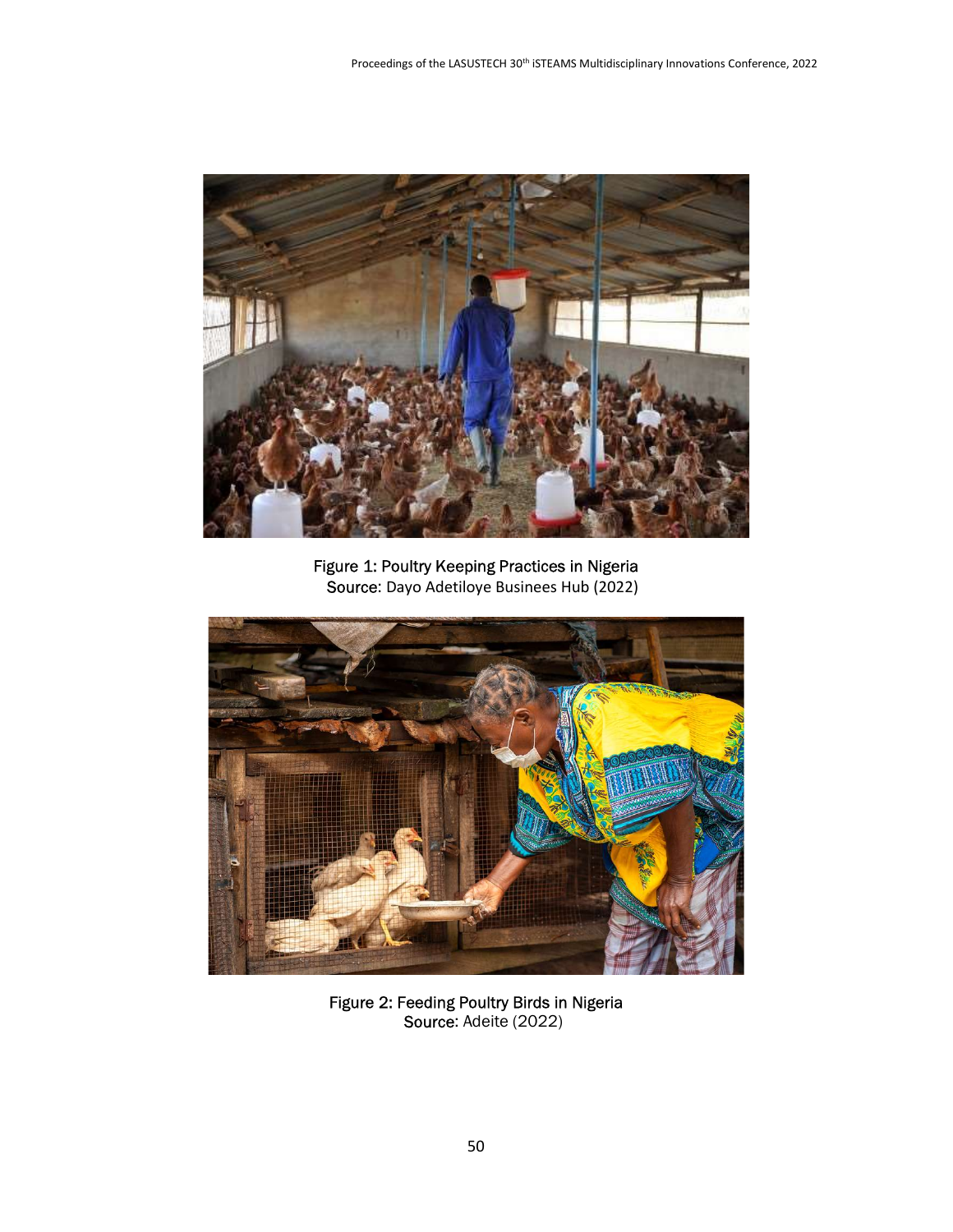Figure 1: Poultry Keeping Practices in Nigeria
Source: Dayo Adetiloye Businees Hub (2022)

Figure 2: Feeding Poultry Birds in Nigeria
Source: Adeite (2022)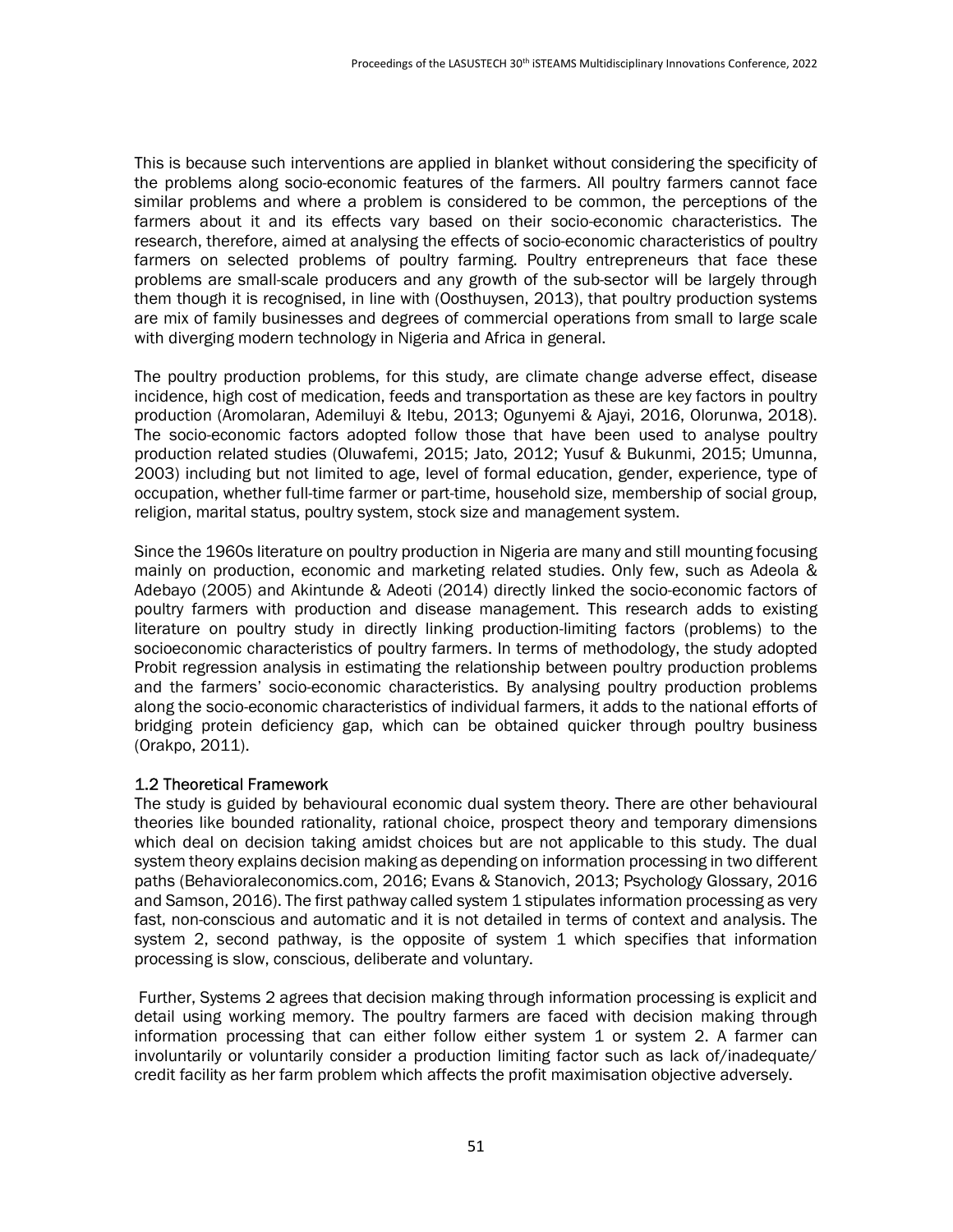This is because such interventions are applied in blanket without considering the specificity of the problems along socio-economic features of the farmers. All poultry farmers cannot face similar problems and where a problem is considered to be common, the perceptions of the farmers about it and its effects vary based on their socio-economic characteristics. The research, therefore, aimed at analysing the effects of socio-economic characteristics of poultry farmers on selected problems of poultry farming. Poultry entrepreneurs that face these problems are small-scale producers and any growth of the sub-sector will be largely through them though it is recognised, in line with (Oosthuysen, 2013), that poultry production systems are mix of family businesses and degrees of commercial operations from small to large scale with diverging modern technology in Nigeria and Africa in general.

The poultry production problems, for this study, are climate change adverse effect, disease incidence, high cost of medication, feeds and transportation as these are key factors in poultry production (Aromolaran, Ademiluyi & Itebu, 2013; Ogunyemi & Ajayi, 2016, Olorunwa, 2018). The socio-economic factors adopted follow those that have been used to analyse poultry production related studies (Oluwafemi, 2015; Jato, 2012; Yusuf & Bukunmi, 2015; Umunna, 2003) including but not limited to age, level of formal education, gender, experience, type of occupation, whether full-time farmer or part-time, household size, membership of social group, religion, marital status, poultry system, stock size and management system.

Since the 1960s literature on poultry production in Nigeria are many and still mounting focusing mainly on production, economic and marketing related studies. Only few, such as Adeola & Adebayo (2005) and Akintunde & Adeoti (2014) directly linked the socio-economic factors of poultry farmers with production and disease management. This research adds to existing literature on poultry study in directly linking production-limiting factors (problems) to the socioeconomic characteristics of poultry farmers. In terms of methodology, the study adopted Probit regression analysis in estimating the relationship between poultry production problems and the farmers' socio-economic characteristics. By analysing poultry production problems along the socio-economic characteristics of individual farmers, it adds to the national efforts of bridging protein deficiency gap, which can be obtained quicker through poultry business (Orakpo, 2011).

### 1.2 Theoretical Framework

The study is guided by behavioural economic dual system theory. There are other behavioural theories like bounded rationality, rational choice, prospect theory and temporary dimensions which deal on decision taking amidst choices but are not applicable to this study. The dual system theory explains decision making as depending on information processing in two different paths (Behavioraleconomics.com, 2016; Evans & Stanovich, 2013; Psychology Glossary, 2016 and Samson, 2016). The first pathway called system 1 stipulates information processing as very fast, non-conscious and automatic and it is not detailed in terms of context and analysis. The system 2, second pathway, is the opposite of system 1 which specifies that information processing is slow, conscious, deliberate and voluntary.

Further, Systems 2 agrees that decision making through information processing is explicit and detail using working memory. The poultry farmers are faced with decision making through information processing that can either follow either system 1 or system 2. A farmer can involuntarily or voluntarily consider a production limiting factor such as lack of/inadequate/ credit facility as her farm problem which affects the profit maximisation objective adversely.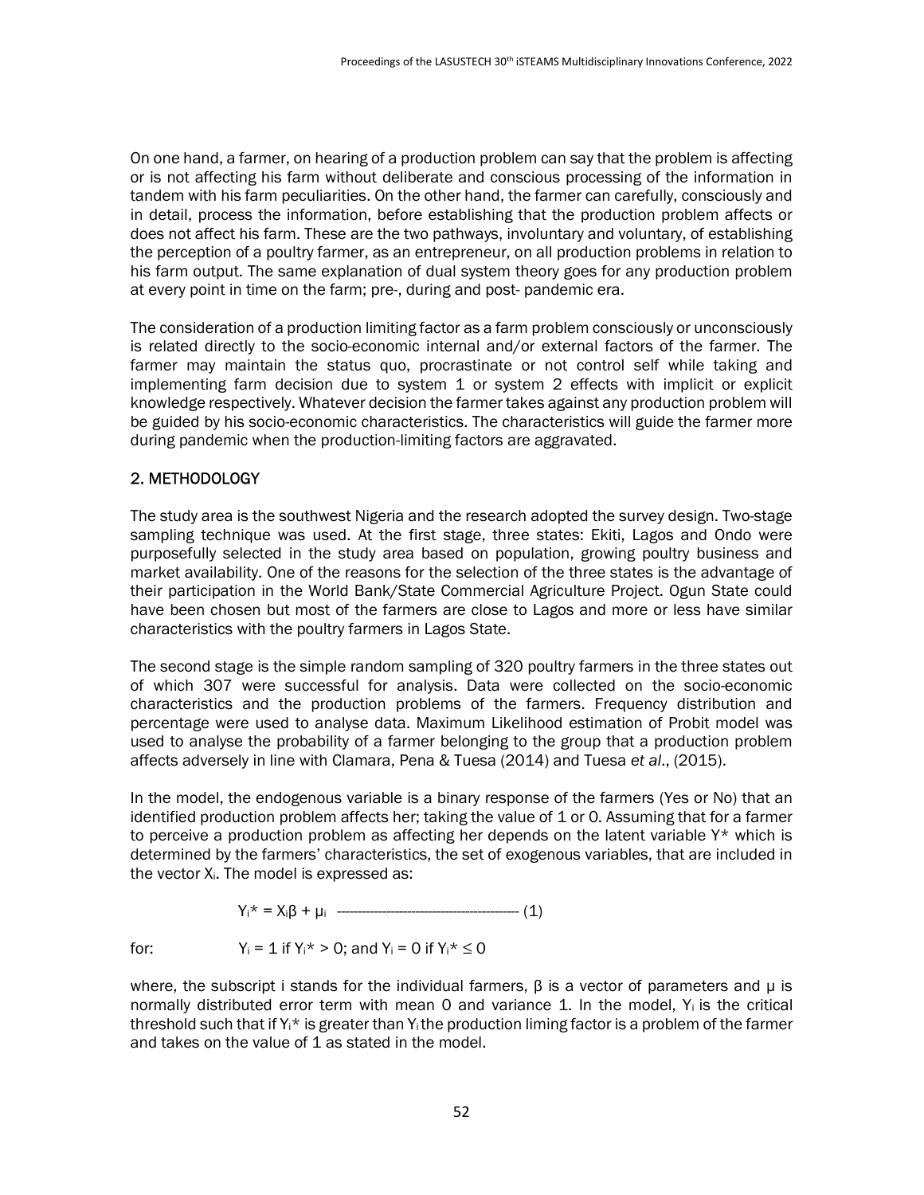On one hand, a farmer, on hearing of a production problem can say that the problem is affecting or is not affecting his farm without deliberate and conscious processing of the information in tandem with his farm peculiarities. On the other hand, the farmer can carefully, consciously and in detail, process the information, before establishing that the production problem affects or does not affect his farm. These are the two pathways, involuntary and voluntary, of establishing the perception of a poultry farmer, as an entrepreneur, on all production problems in relation to his farm output. The same explanation of dual system theory goes for any production problem at every point in time on the farm; pre-, during and post- pandemic era.

The consideration of a production limiting factor as a farm problem consciously or unconsciously is related directly to the socio-economic internal and/or external factors of the farmer. The farmer may maintain the status quo, procrastinate or not control self while taking and implementing farm decision due to system 1 or system 2 effects with implicit or explicit knowledge respectively. Whatever decision the farmer takes against any production problem will be guided by his socio-economic characteristics. The characteristics will guide the farmer more during pandemic when the production-limiting factors are aggravated.

## 2. METHODOLOGY

The study area is the southwest Nigeria and the research adopted the survey design. Two-stage sampling technique was used. At the first stage, three states: Ekiti, Lagos and Ondo were purposefully selected in the study area based on population, growing poultry business and market availability. One of the reasons for the selection of the three states is the advantage of their participation in the World Bank/State Commercial Agriculture Project. Ogun State could have been chosen but most of the farmers are close to Lagos and more or less have similar characteristics with the poultry farmers in Lagos State.

The second stage is the simple random sampling of 320 poultry farmers in the three states out of which 307 were successful for analysis. Data were collected on the socio-economic characteristics and the production problems of the farmers. Frequency distribution and percentage were used to analyse data. Maximum Likelihood estimation of Probit model was used to analyse the probability of a farmer belonging to the group that a production problem affects adversely in line with Clamara, Pena & Tuesa (2014) and Tuesa *et al*., (2015).

In the model, the endogenous variable is a binary response of the farmers (Yes or No) that an identified production problem affects her; taking the value of 1 or 0. Assuming that for a farmer to perceive a production problem as affecting her depends on the latent variable $Y^*$ which is determined by the farmers' characteristics, the set of exogenous variables, that are included in the vector $X_i$. The model is expressed as:

$$Y_i^* = X_i\beta + \mu_i \quad \text{------------------------------------------} \quad (1)$$

for: $Y_i = 1$ if $Y_i^* > 0$; and $Y_i = 0$ if $Y_i^* \leq 0$

where, the subscript i stands for the individual farmers, $\beta$ is a vector of parameters and $\mu$ is normally distributed error term with mean 0 and variance 1. In the model, $Y_i$ is the critical threshold such that if $Y_i^*$ is greater than $Y_i$ the production liming factor is a problem of the farmer and takes on the value of 1 as stated in the model.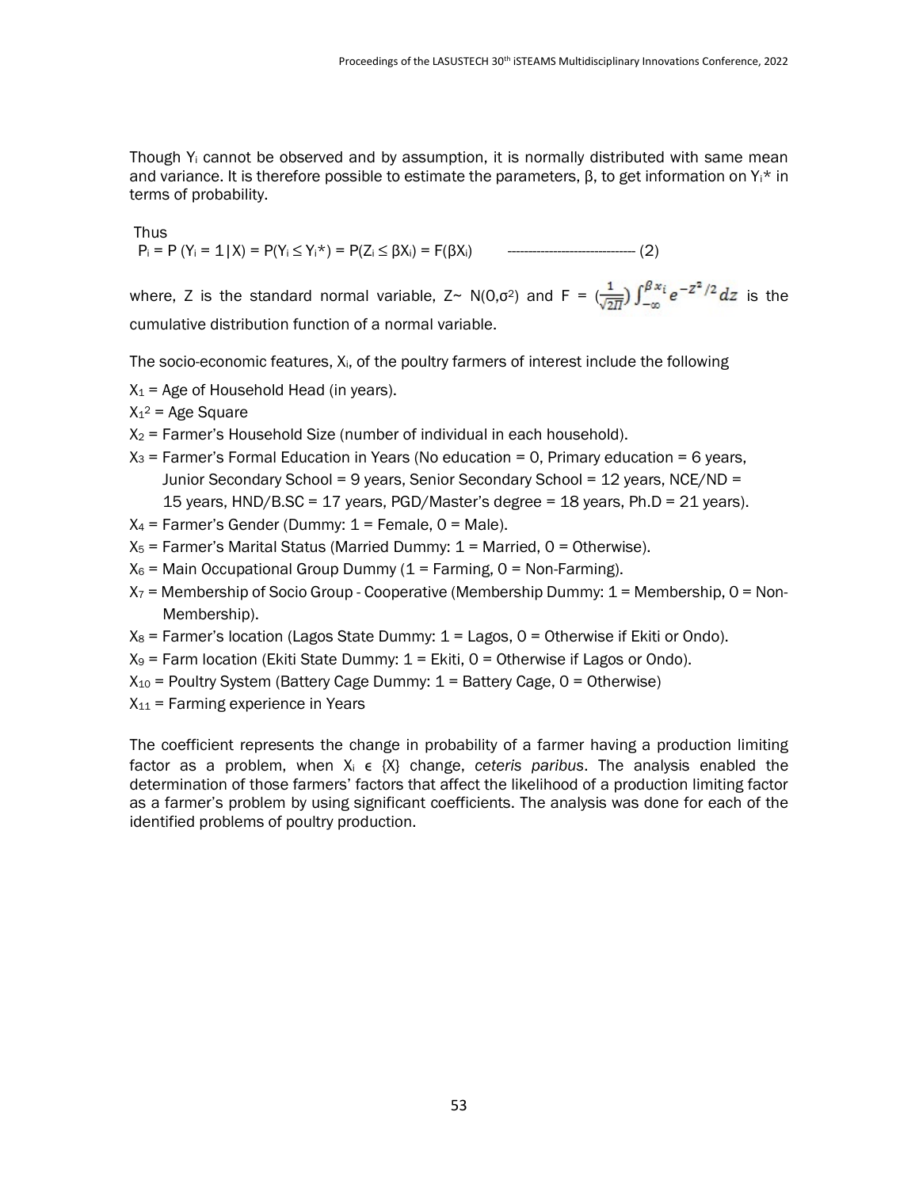Though $Y_i$ cannot be observed and by assumption, it is normally distributed with same mean and variance. It is therefore possible to estimate the parameters, β, to get information on $Y_i$* in terms of probability.

Thus

$$P_i = P(Y_i = 1|X) = P(Y_i \leq Y_i^*) = P(Z_i \leq \beta X_i) = F(\beta X_i) \quad \text{-------------------------------- (2)}$$

where, Z is the standard normal variable, $Z \sim N(0,\sigma^2)$ and $F = \left(\frac{1}{\sqrt{2\Pi}}\right) \int_{-\infty}^{\beta x_i} e^{-Z^2/2} \, dz$ is the cumulative distribution function of a normal variable.

The socio-economic features, $X_i$, of the poultry farmers of interest include the following

$X_1$ = Age of Household Head (in years).

$X_1^2$ = Age Square

$X_2$ = Farmer's Household Size (number of individual in each household).

$X_3$ = Farmer's Formal Education in Years (No education = 0, Primary education = 6 years, Junior Secondary School = 9 years, Senior Secondary School = 12 years, NCE/ND = 15 years, HND/B.SC = 17 years, PGD/Master's degree = 18 years, Ph.D = 21 years).

$X_4$ = Farmer's Gender (Dummy: 1 = Female, 0 = Male).

$X_5$ = Farmer's Marital Status (Married Dummy: 1 = Married, 0 = Otherwise).

$X_6$ = Main Occupational Group Dummy (1 = Farming, 0 = Non-Farming).

$X_7$ = Membership of Socio Group - Cooperative (Membership Dummy: 1 = Membership, 0 = Non-Membership).

$X_8$ = Farmer's location (Lagos State Dummy: 1 = Lagos, 0 = Otherwise if Ekiti or Ondo).

$X_9$ = Farm location (Ekiti State Dummy: 1 = Ekiti, 0 = Otherwise if Lagos or Ondo).

$X_{10}$ = Poultry System (Battery Cage Dummy: 1 = Battery Cage, 0 = Otherwise)

$X_{11}$ = Farming experience in Years

The coefficient represents the change in probability of a farmer having a production limiting factor as a problem, when $X_i \in \{X\}$ change, *ceteris paribus*. The analysis enabled the determination of those farmers' factors that affect the likelihood of a production limiting factor as a farmer's problem by using significant coefficients. The analysis was done for each of the identified problems of poultry production.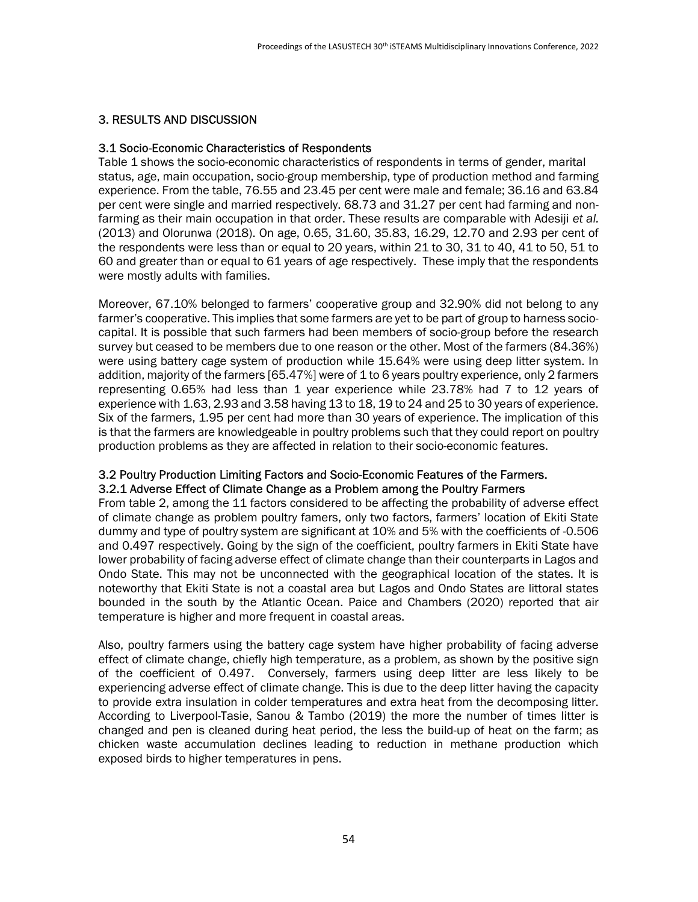## 3. RESULTS AND DISCUSSION

### 3.1 Socio-Economic Characteristics of Respondents

Table 1 shows the socio-economic characteristics of respondents in terms of gender, marital status, age, main occupation, socio-group membership, type of production method and farming experience. From the table, 76.55 and 23.45 per cent were male and female; 36.16 and 63.84 per cent were single and married respectively. 68.73 and 31.27 per cent had farming and non-farming as their main occupation in that order. These results are comparable with Adesiji *et al.* (2013) and Olorunwa (2018). On age, 0.65, 31.60, 35.83, 16.29, 12.70 and 2.93 per cent of the respondents were less than or equal to 20 years, within 21 to 30, 31 to 40, 41 to 50, 51 to 60 and greater than or equal to 61 years of age respectively. These imply that the respondents were mostly adults with families.

Moreover, 67.10% belonged to farmers' cooperative group and 32.90% did not belong to any farmer's cooperative. This implies that some farmers are yet to be part of group to harness socio-capital. It is possible that such farmers had been members of socio-group before the research survey but ceased to be members due to one reason or the other. Most of the farmers (84.36%) were using battery cage system of production while 15.64% were using deep litter system. In addition, majority of the farmers [65.47%] were of 1 to 6 years poultry experience, only 2 farmers representing 0.65% had less than 1 year experience while 23.78% had 7 to 12 years of experience with 1.63, 2.93 and 3.58 having 13 to 18, 19 to 24 and 25 to 30 years of experience. Six of the farmers, 1.95 per cent had more than 30 years of experience. The implication of this is that the farmers are knowledgeable in poultry problems such that they could report on poultry production problems as they are affected in relation to their socio-economic features.

### 3.2 Poultry Production Limiting Factors and Socio-Economic Features of the Farmers.

#### 3.2.1 Adverse Effect of Climate Change as a Problem among the Poultry Farmers

From table 2, among the 11 factors considered to be affecting the probability of adverse effect of climate change as problem poultry famers, only two factors, farmers' location of Ekiti State dummy and type of poultry system are significant at 10% and 5% with the coefficients of -0.506 and 0.497 respectively. Going by the sign of the coefficient, poultry farmers in Ekiti State have lower probability of facing adverse effect of climate change than their counterparts in Lagos and Ondo State. This may not be unconnected with the geographical location of the states. It is noteworthy that Ekiti State is not a coastal area but Lagos and Ondo States are littoral states bounded in the south by the Atlantic Ocean. Paice and Chambers (2020) reported that air temperature is higher and more frequent in coastal areas.

Also, poultry farmers using the battery cage system have higher probability of facing adverse effect of climate change, chiefly high temperature, as a problem, as shown by the positive sign of the coefficient of 0.497. Conversely, farmers using deep litter are less likely to be experiencing adverse effect of climate change. This is due to the deep litter having the capacity to provide extra insulation in colder temperatures and extra heat from the decomposing litter. According to Liverpool-Tasie, Sanou & Tambo (2019) the more the number of times litter is changed and pen is cleaned during heat period, the less the build-up of heat on the farm; as chicken waste accumulation declines leading to reduction in methane production which exposed birds to higher temperatures in pens.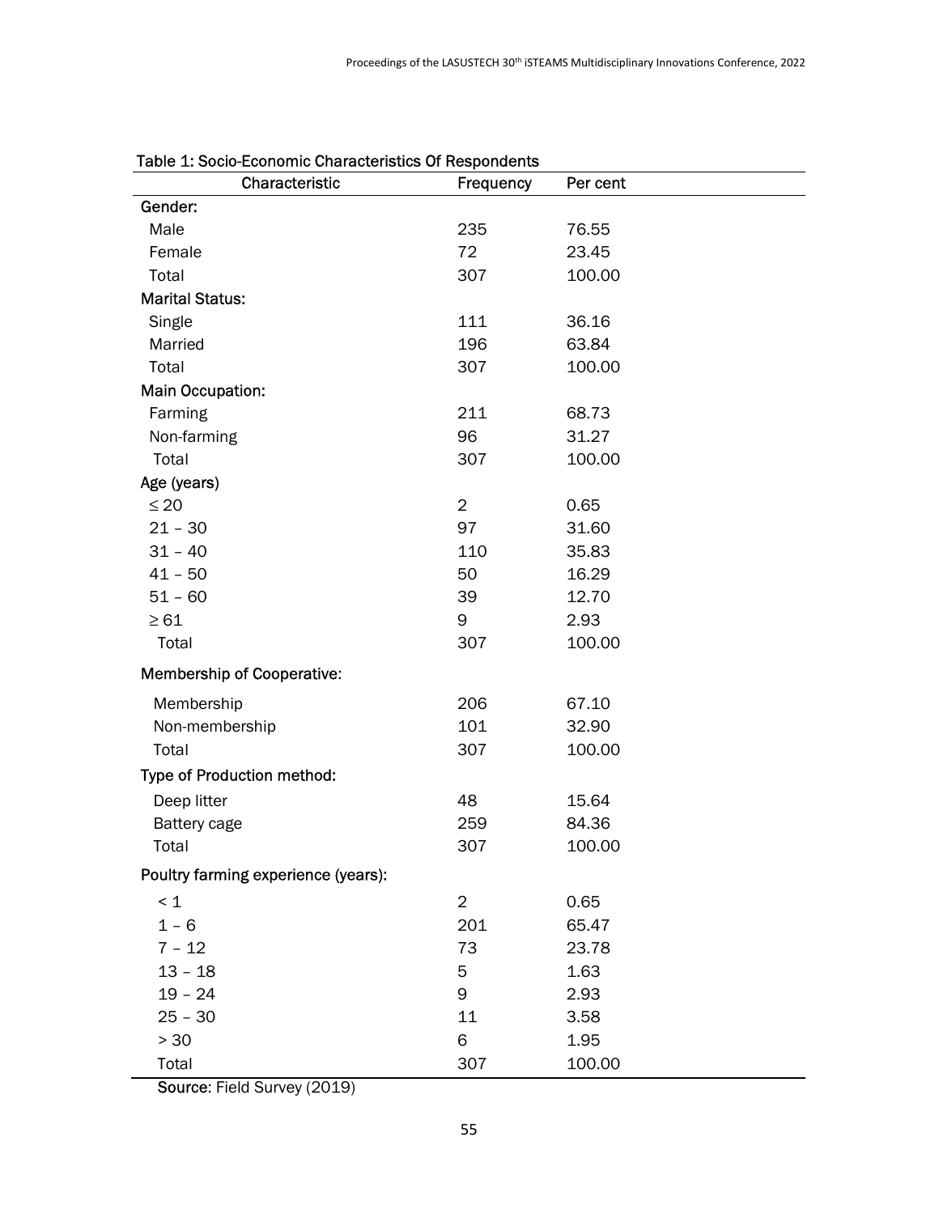Table 1: Socio-Economic Characteristics Of Respondents

| Characteristic | Frequency | Per cent |
|---|---|---|
| Gender: | | |
| Male | 235 | 76.55 |
| Female | 72 | 23.45 |
| Total | 307 | 100.00 |
| Marital Status: | | |
| Single | 111 | 36.16 |
| Married | 196 | 63.84 |
| Total | 307 | 100.00 |
| Main Occupation: | | |
| Farming | 211 | 68.73 |
| Non-farming | 96 | 31.27 |
| Total | 307 | 100.00 |
| Age (years) | | |
| ≤ 20 | 2 | 0.65 |
| 21 – 30 | 97 | 31.60 |
| 31 – 40 | 110 | 35.83 |
| 41 – 50 | 50 | 16.29 |
| 51 – 60 | 39 | 12.70 |
| ≥ 61 | 9 | 2.93 |
| Total | 307 | 100.00 |
| Membership of Cooperative: | | |
| Membership | 206 | 67.10 |
| Non-membership | 101 | 32.90 |
| Total | 307 | 100.00 |
| Type of Production method: | | |
| Deep litter | 48 | 15.64 |
| Battery cage | 259 | 84.36 |
| Total | 307 | 100.00 |
| Poultry farming experience (years): | | |
| < 1 | 2 | 0.65 |
| 1 – 6 | 201 | 65.47 |
| 7 – 12 | 73 | 23.78 |
| 13 – 18 | 5 | 1.63 |
| 19 – 24 | 9 | 2.93 |
| 25 – 30 | 11 | 3.58 |
| > 30 | 6 | 1.95 |
| Total | 307 | 100.00 |

Source: Field Survey (2019)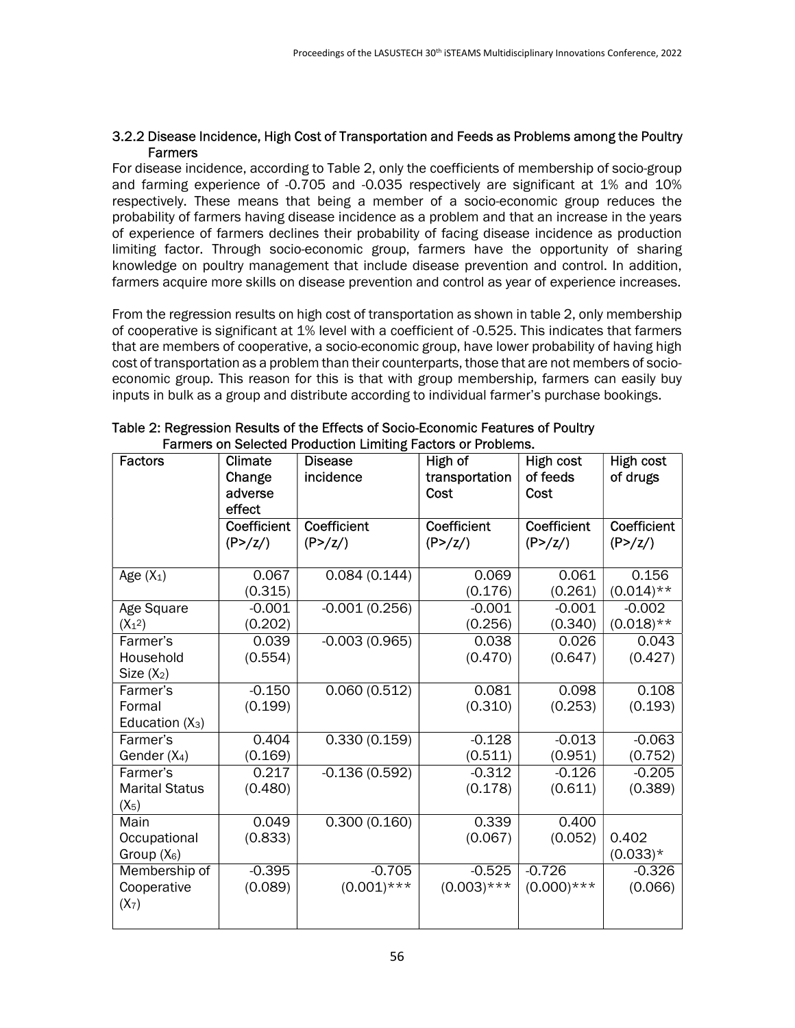### 3.2.2 Disease Incidence, High Cost of Transportation and Feeds as Problems among the Poultry Farmers

For disease incidence, according to Table 2, only the coefficients of membership of socio-group and farming experience of -0.705 and -0.035 respectively are significant at 1% and 10% respectively. These means that being a member of a socio-economic group reduces the probability of farmers having disease incidence as a problem and that an increase in the years of experience of farmers declines their probability of facing disease incidence as production limiting factor. Through socio-economic group, farmers have the opportunity of sharing knowledge on poultry management that include disease prevention and control. In addition, farmers acquire more skills on disease prevention and control as year of experience increases.

From the regression results on high cost of transportation as shown in table 2, only membership of cooperative is significant at 1% level with a coefficient of -0.525. This indicates that farmers that are members of cooperative, a socio-economic group, have lower probability of having high cost of transportation as a problem than their counterparts, those that are not members of socio-economic group. This reason for this is that with group membership, farmers can easily buy inputs in bulk as a group and distribute according to individual farmer's purchase bookings.

Table 2: Regression Results of the Effects of Socio-Economic Features of Poultry Farmers on Selected Production Limiting Factors or Problems.

| Factors | Climate Change adverse effect | Disease incidence | High of transportation Cost | High cost of feeds Cost | High cost of drugs |
|---|---|---|---|---|---|
| | Coefficient (P>/z/) | Coefficient (P>/z/) | Coefficient (P>/z/) | Coefficient (P>/z/) | Coefficient (P>/z/) |
| Age ($X_1$) | 0.067 (0.315) | 0.084 (0.144) | 0.069 (0.176) | 0.061 (0.261) | 0.156 (0.014)** |
| Age Square ($X_1^2$) | -0.001 (0.202) | -0.001 (0.256) | -0.001 (0.256) | -0.001 (0.340) | -0.002 (0.018)** |
| Farmer's Household Size ($X_2$) | 0.039 (0.554) | -0.003 (0.965) | 0.038 (0.470) | 0.026 (0.647) | 0.043 (0.427) |
| Farmer's Formal Education ($X_3$) | -0.150 (0.199) | 0.060 (0.512) | 0.081 (0.310) | 0.098 (0.253) | 0.108 (0.193) |
| Farmer's Gender ($X_4$) | 0.404 (0.169) | 0.330 (0.159) | -0.128 (0.511) | -0.013 (0.951) | -0.063 (0.752) |
| Farmer's Marital Status ($X_5$) | 0.217 (0.480) | -0.136 (0.592) | -0.312 (0.178) | -0.126 (0.611) | -0.205 (0.389) |
| Main Occupational Group ($X_6$) | 0.049 (0.833) | 0.300 (0.160) | 0.339 (0.067) | 0.400 (0.052) | 0.402 (0.033)* |
| Membership of Cooperative ($X_7$) | -0.395 (0.089) | -0.705 (0.001)*** | -0.525 (0.003)*** | -0.726 (0.000)*** | -0.326 (0.066) |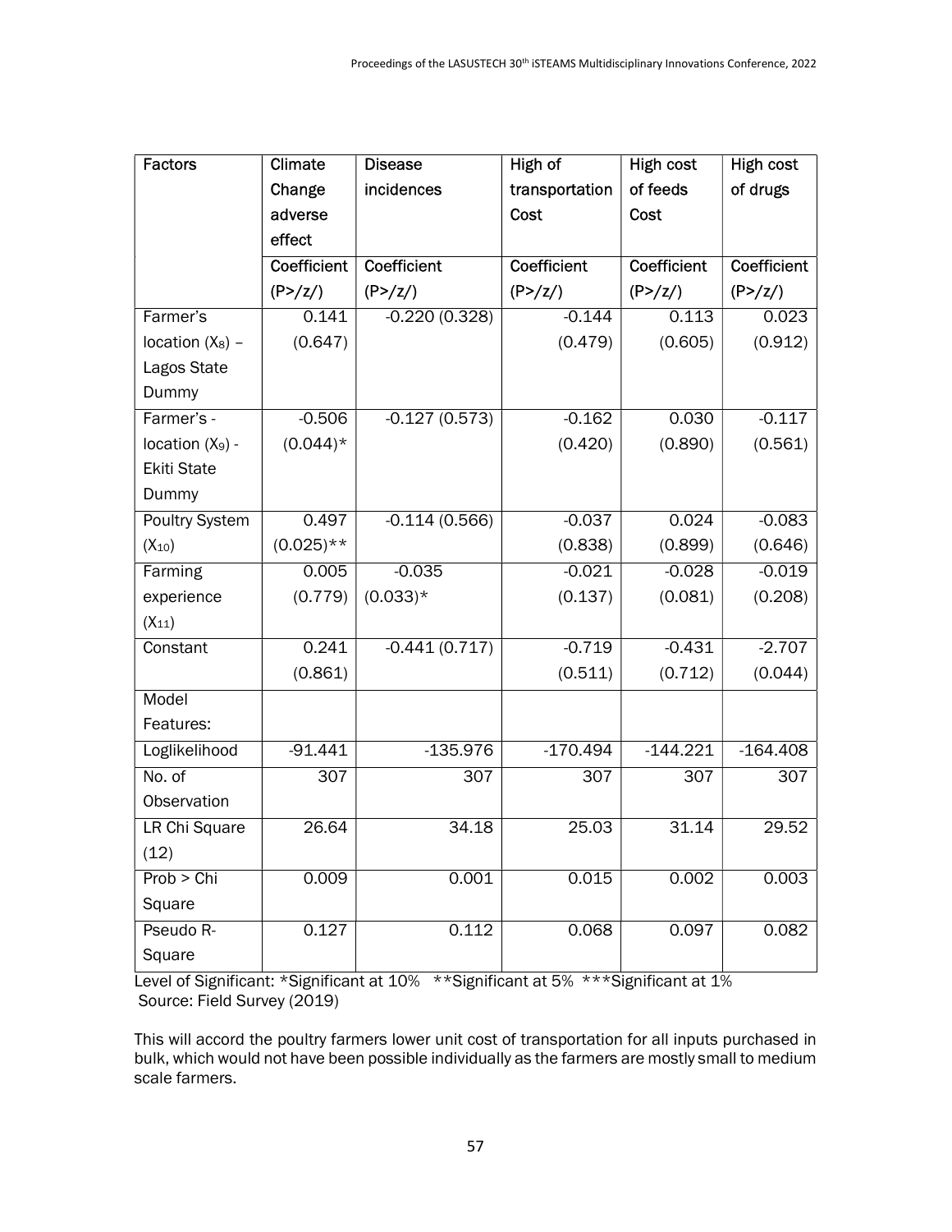| Factors | Climate Change adverse effect | Disease incidences | High of transportation Cost | High cost of feeds Cost | High cost of drugs |
|---|---|---|---|---|---|
| | Coefficient (P>/z/) | Coefficient (P>/z/) | Coefficient (P>/z/) | Coefficient (P>/z/) | Coefficient (P>/z/) |
| Farmer's location ($X_8$) – Lagos State Dummy | 0.141 (0.647) | -0.220 (0.328) | -0.144 (0.479) | 0.113 (0.605) | 0.023 (0.912) |
| Farmer's - location ($X_9$) - Ekiti State Dummy | -0.506 (0.044)* | -0.127 (0.573) | -0.162 (0.420) | 0.030 (0.890) | -0.117 (0.561) |
| Poultry System ($X_{10}$) | 0.497 (0.025)** | -0.114 (0.566) | -0.037 (0.838) | 0.024 (0.899) | -0.083 (0.646) |
| Farming experience ($X_{11}$) | 0.005 (0.779) | -0.035 (0.033)* | -0.021 (0.137) | -0.028 (0.081) | -0.019 (0.208) |
| Constant | 0.241 (0.861) | -0.441 (0.717) | -0.719 (0.511) | -0.431 (0.712) | -2.707 (0.044) |
| Model Features: | | | | | |
| Loglikelihood | -91.441 | -135.976 | -170.494 | -144.221 | -164.408 |
| No. of Observation | 307 | 307 | 307 | 307 | 307 |
| LR Chi Square (12) | 26.64 | 34.18 | 25.03 | 31.14 | 29.52 |
| Prob > Chi Square | 0.009 | 0.001 | 0.015 | 0.002 | 0.003 |
| Pseudo R-Square | 0.127 | 0.112 | 0.068 | 0.097 | 0.082 |

Level of Significant: *Significant at 10% **Significant at 5% ***Significant at 1%
Source: Field Survey (2019)

This will accord the poultry farmers lower unit cost of transportation for all inputs purchased in bulk, which would not have been possible individually as the farmers are mostly small to medium scale farmers.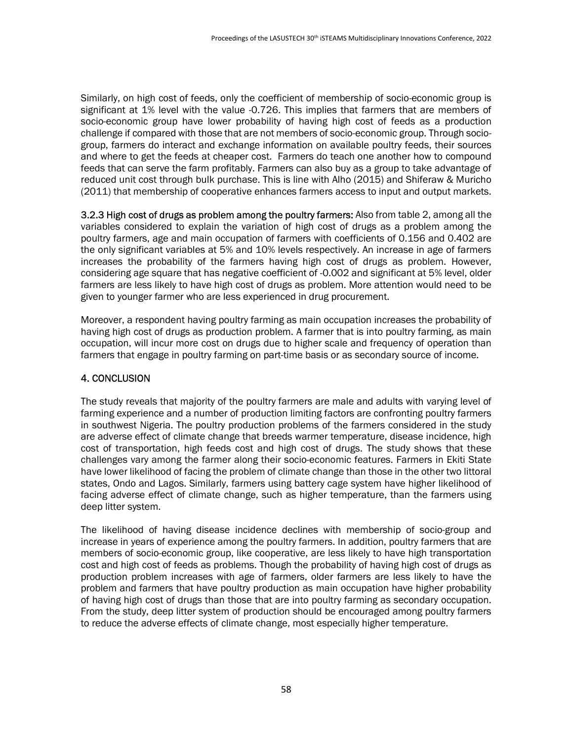Similarly, on high cost of feeds, only the coefficient of membership of socio-economic group is significant at 1% level with the value -0.726. This implies that farmers that are members of socio-economic group have lower probability of having high cost of feeds as a production challenge if compared with those that are not members of socio-economic group. Through socio-group, farmers do interact and exchange information on available poultry feeds, their sources and where to get the feeds at cheaper cost. Farmers do teach one another how to compound feeds that can serve the farm profitably. Farmers can also buy as a group to take advantage of reduced unit cost through bulk purchase. This is line with Alho (2015) and Shiferaw & Muricho (2011) that membership of cooperative enhances farmers access to input and output markets.

**3.2.3 High cost of drugs as problem among the poultry farmers:** Also from table 2, among all the variables considered to explain the variation of high cost of drugs as a problem among the poultry farmers, age and main occupation of farmers with coefficients of 0.156 and 0.402 are the only significant variables at 5% and 10% levels respectively. An increase in age of farmers increases the probability of the farmers having high cost of drugs as problem. However, considering age square that has negative coefficient of -0.002 and significant at 5% level, older farmers are less likely to have high cost of drugs as problem. More attention would need to be given to younger farmer who are less experienced in drug procurement.

Moreover, a respondent having poultry farming as main occupation increases the probability of having high cost of drugs as production problem. A farmer that is into poultry farming, as main occupation, will incur more cost on drugs due to higher scale and frequency of operation than farmers that engage in poultry farming on part-time basis or as secondary source of income.

## 4. CONCLUSION

The study reveals that majority of the poultry farmers are male and adults with varying level of farming experience and a number of production limiting factors are confronting poultry farmers in southwest Nigeria. The poultry production problems of the farmers considered in the study are adverse effect of climate change that breeds warmer temperature, disease incidence, high cost of transportation, high feeds cost and high cost of drugs. The study shows that these challenges vary among the farmer along their socio-economic features. Farmers in Ekiti State have lower likelihood of facing the problem of climate change than those in the other two littoral states, Ondo and Lagos. Similarly, farmers using battery cage system have higher likelihood of facing adverse effect of climate change, such as higher temperature, than the farmers using deep litter system.

The likelihood of having disease incidence declines with membership of socio-group and increase in years of experience among the poultry farmers. In addition, poultry farmers that are members of socio-economic group, like cooperative, are less likely to have high transportation cost and high cost of feeds as problems. Though the probability of having high cost of drugs as production problem increases with age of farmers, older farmers are less likely to have the problem and farmers that have poultry production as main occupation have higher probability of having high cost of drugs than those that are into poultry farming as secondary occupation. From the study, deep litter system of production should be encouraged among poultry farmers to reduce the adverse effects of climate change, most especially higher temperature.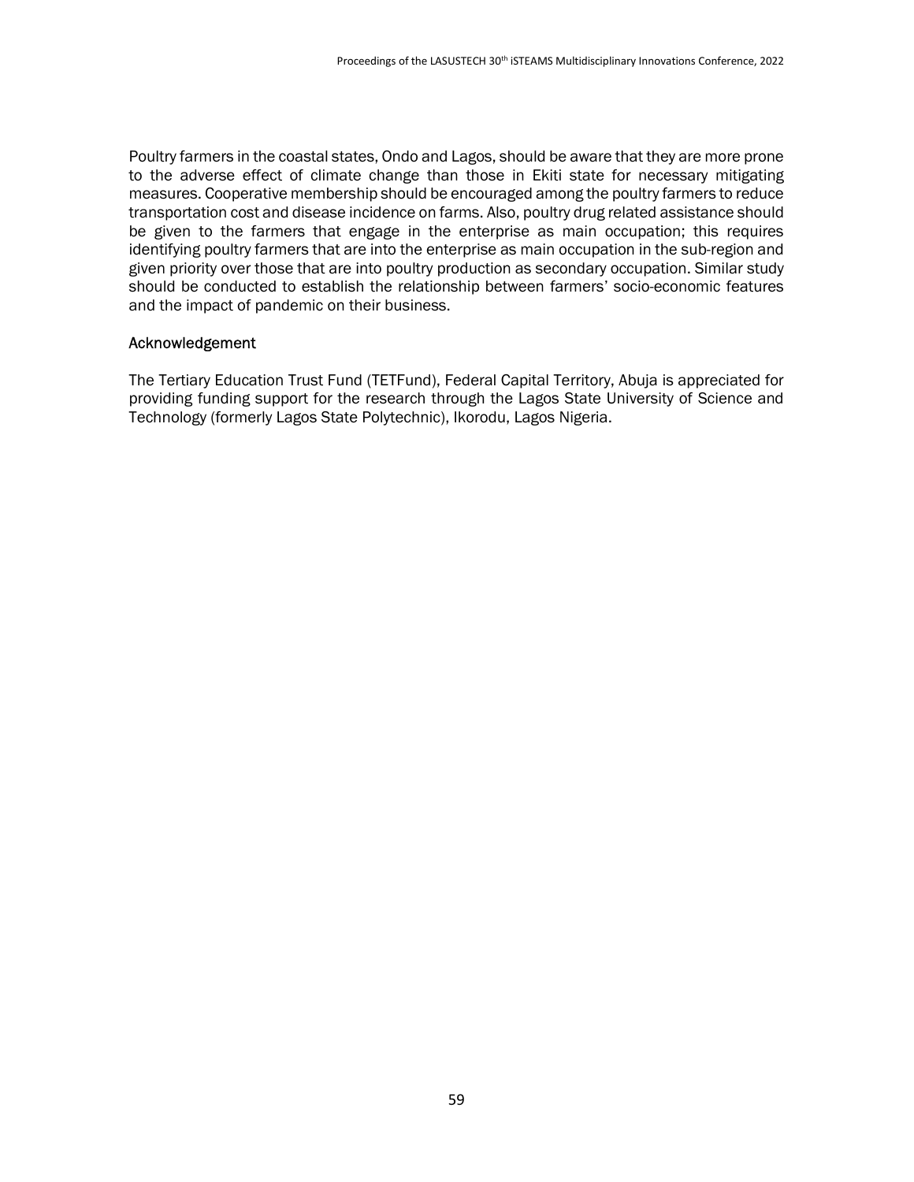Poultry farmers in the coastal states, Ondo and Lagos, should be aware that they are more prone to the adverse effect of climate change than those in Ekiti state for necessary mitigating measures. Cooperative membership should be encouraged among the poultry farmers to reduce transportation cost and disease incidence on farms. Also, poultry drug related assistance should be given to the farmers that engage in the enterprise as main occupation; this requires identifying poultry farmers that are into the enterprise as main occupation in the sub-region and given priority over those that are into poultry production as secondary occupation. Similar study should be conducted to establish the relationship between farmers' socio-economic features and the impact of pandemic on their business.

## Acknowledgement

The Tertiary Education Trust Fund (TETFund), Federal Capital Territory, Abuja is appreciated for providing funding support for the research through the Lagos State University of Science and Technology (formerly Lagos State Polytechnic), Ikorodu, Lagos Nigeria.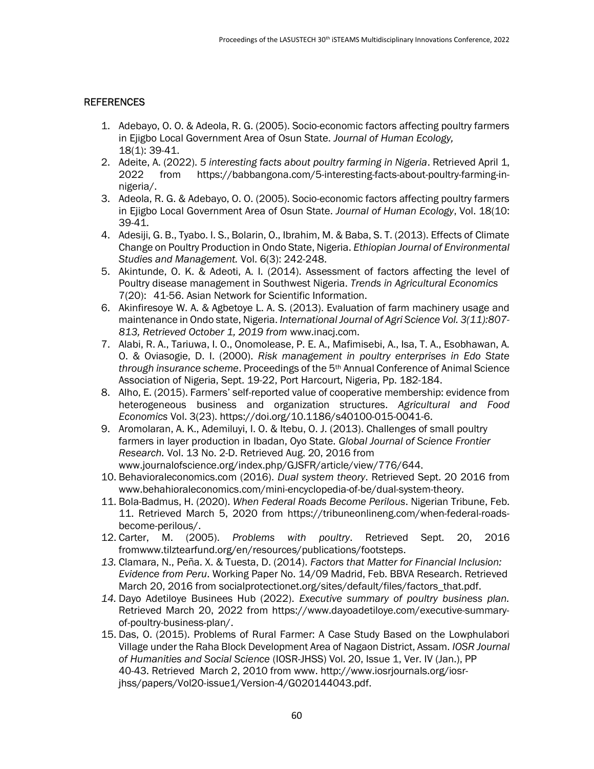## REFERENCES

1. Adebayo, O. O. & Adeola, R. G. (2005). Socio-economic factors affecting poultry farmers in Ejigbo Local Government Area of Osun State. *Journal of Human Ecology,* 18(1): 39-41.
2. Adeite, A. (2022). *5 interesting facts about poultry farming in Nigeria*. Retrieved April 1, 2022 from https://babbangona.com/5-interesting-facts-about-poultry-farming-in-nigeria/.
3. Adeola, R. G. & Adebayo, O. O. (2005). Socio-economic factors affecting poultry farmers in Ejigbo Local Government Area of Osun State. *Journal of Human Ecology*, Vol. 18(10: 39-41.
4. Adesiji, G. B., Tyabo. I. S., Bolarin, O., Ibrahim, M. & Baba, S. T. (2013). Effects of Climate Change on Poultry Production in Ondo State, Nigeria. *Ethiopian Journal of Environmental Studies and Management.* Vol. 6(3): 242-248.
5. Akintunde, O. K. & Adeoti, A. I. (2014). Assessment of factors affecting the level of Poultry disease management in Southwest Nigeria. *Trends in Agricultural Economics* 7(20): 41-56. Asian Network for Scientific Information.
6. Akinfiresoye W. A. & Agbetoye L. A. S. (2013). Evaluation of farm machinery usage and maintenance in Ondo state, Nigeria. *International Journal of Agri Science Vol. 3(11):807-813, Retrieved October 1, 2019 from* www.inacj.com.
7. Alabi, R. A., Tariuwa, I. O., Onomolease, P. E. A., Mafimisebi, A., Isa, T. A., Esobhawan, A. O. & Oviasogie, D. I. (2000). *Risk management in poultry enterprises in Edo State through insurance scheme*. Proceedings of the 5th Annual Conference of Animal Science Association of Nigeria, Sept. 19-22, Port Harcourt, Nigeria, Pp. 182-184.
8. Alho, E. (2015). Farmers' self-reported value of cooperative membership: evidence from heterogeneous business and organization structures. *Agricultural and Food Economics* Vol. 3(23). https://doi.org/10.1186/s40100-015-0041-6.
9. Aromolaran, A. K., Ademiluyi, I. O. & Itebu, O. J. (2013). Challenges of small poultry farmers in layer production in Ibadan, Oyo State. *Global Journal of Science Frontier Research.* Vol. 13 No. 2-D. Retrieved Aug. 20, 2016 from www.journalofscience.org/index.php/GJSFR/article/view/776/644.
10. Behavioraleconomics.com (2016). *Dual system theory*. Retrieved Sept. 20 2016 from www.behahioraleconomics.com/mini-encyclopedia-of-be/dual-system-theory.
11. Bola-Badmus, H. (2020). *When Federal Roads Become Perilous*. Nigerian Tribune, Feb. 11. Retrieved March 5, 2020 from https://tribuneonlineng.com/when-federal-roads-become-perilous/.
12. Carter, M. (2005). *Problems with poultry*. Retrieved Sept. 20, 2016 fromwww.tilztearfund.org/en/resources/publications/footsteps.
13. Clamara, N., Peña. X. & Tuesta, D. (2014). *Factors that Matter for Financial Inclusion: Evidence from Peru*. Working Paper No. 14/09 Madrid, Feb. BBVA Research. Retrieved March 20, 2016 from socialprotectionet.org/sites/default/files/factors_that.pdf.
14. Dayo Adetiloye Businees Hub (2022). *Executive summary of poultry business plan.* Retrieved March 20, 2022 from https://www.dayoadetiloye.com/executive-summary-of-poultry-business-plan/.
15. Das, O. (2015). Problems of Rural Farmer: A Case Study Based on the Lowphulabori Village under the Raha Block Development Area of Nagaon District, Assam. *IOSR Journal of Humanities and Social Science* (IOSR-JHSS) Vol. 20, Issue 1, Ver. IV (Jan.), PP 40-43. Retrieved March 2, 2010 from www. http://www.iosrjournals.org/iosr-jhss/papers/Vol20-issue1/Version-4/G020144043.pdf.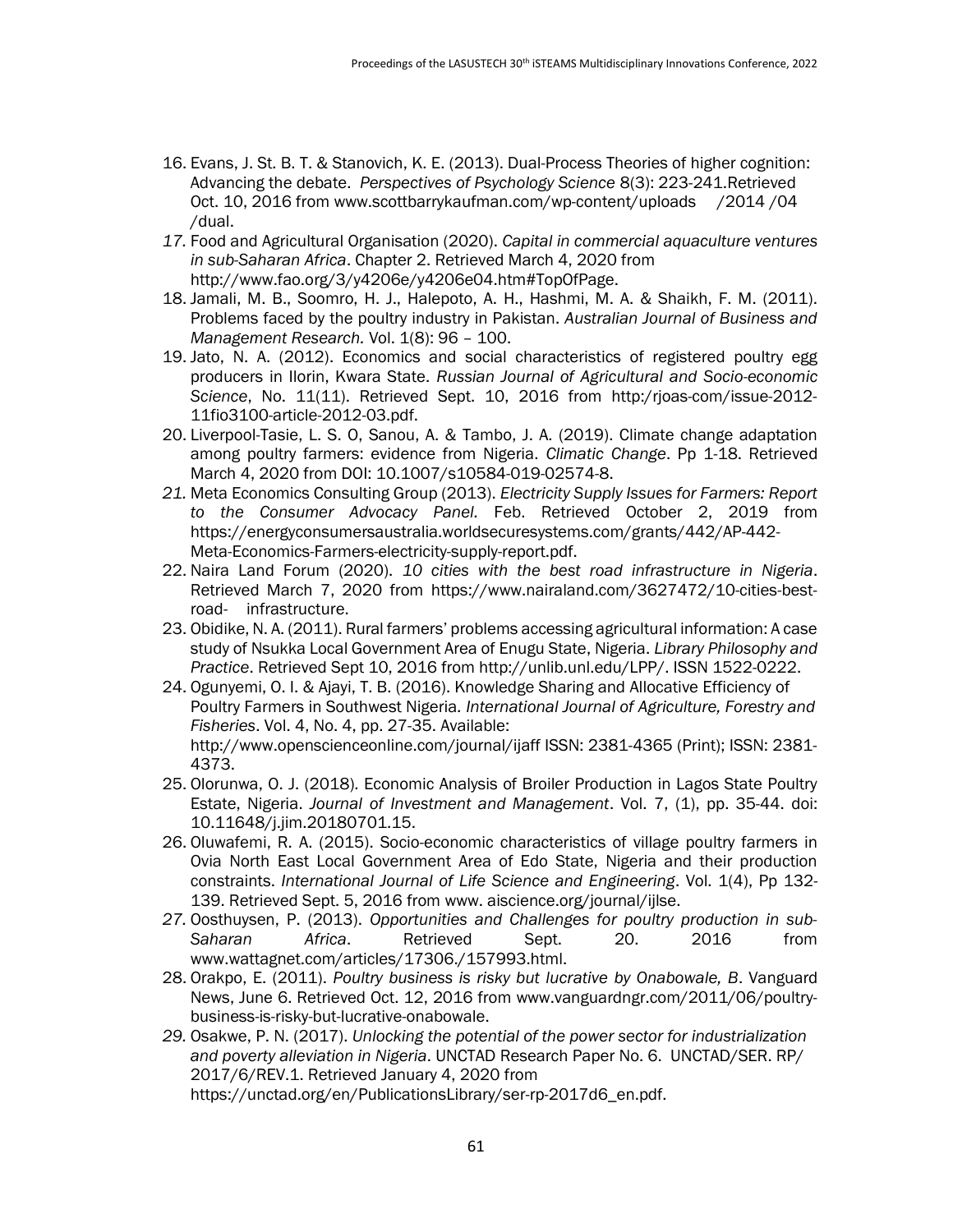16. Evans, J. St. B. T. & Stanovich, K. E. (2013). Dual-Process Theories of higher cognition: Advancing the debate. *Perspectives of Psychology Science* 8(3): 223-241.Retrieved Oct. 10, 2016 from www.scottbarrykaufman.com/wp-content/uploads /2014 /04 /dual.
17. Food and Agricultural Organisation (2020). *Capital in commercial aquaculture ventures in sub-Saharan Africa*. Chapter 2. Retrieved March 4, 2020 from http://www.fao.org/3/y4206e/y4206e04.htm#TopOfPage.
18. Jamali, M. B., Soomro, H. J., Halepoto, A. H., Hashmi, M. A. & Shaikh, F. M. (2011). Problems faced by the poultry industry in Pakistan. *Australian Journal of Business and Management Research.* Vol. 1(8): 96 – 100.
19. Jato, N. A. (2012). Economics and social characteristics of registered poultry egg producers in Ilorin, Kwara State. *Russian Journal of Agricultural and Socio-economic Science*, No. 11(11). Retrieved Sept. 10, 2016 from http:/rjoas-com/issue-2012-11fio3100-article-2012-03.pdf.
20. Liverpool-Tasie, L. S. O, Sanou, A. & Tambo, J. A. (2019). Climate change adaptation among poultry farmers: evidence from Nigeria. *Climatic Change*. Pp 1-18. Retrieved March 4, 2020 from DOI: 10.1007/s10584-019-02574-8.
21. Meta Economics Consulting Group (2013). *Electricity Supply Issues for Farmers: Report to the Consumer Advocacy Panel.* Feb. Retrieved October 2, 2019 from https://energyconsumersaustralia.worldsecuresystems.com/grants/442/AP-442-Meta-Economics-Farmers-electricity-supply-report.pdf.
22. Naira Land Forum (2020). *10 cities with the best road infrastructure in Nigeria*. Retrieved March 7, 2020 from https://www.nairaland.com/3627472/10-cities-best-road- infrastructure.
23. Obidike, N. A. (2011). Rural farmers' problems accessing agricultural information: A case study of Nsukka Local Government Area of Enugu State, Nigeria. *Library Philosophy and Practice*. Retrieved Sept 10, 2016 from http://unlib.unl.edu/LPP/. ISSN 1522-0222.
24. Ogunyemi, O. I. & Ajayi, T. B. (2016). Knowledge Sharing and Allocative Efficiency of Poultry Farmers in Southwest Nigeria. *International Journal of Agriculture, Forestry and Fisheries*. Vol. 4, No. 4, pp. 27-35. Available: http://www.openscienceonline.com/journal/ijaff ISSN: 2381-4365 (Print); ISSN: 2381-4373.
25. Olorunwa, O. J. (2018). Economic Analysis of Broiler Production in Lagos State Poultry Estate, Nigeria. *Journal of Investment and Management*. Vol. 7, (1), pp. 35-44. doi: 10.11648/j.jim.20180701.15.
26. Oluwafemi, R. A. (2015). Socio-economic characteristics of village poultry farmers in Ovia North East Local Government Area of Edo State, Nigeria and their production constraints. *International Journal of Life Science and Engineering*. Vol. 1(4), Pp 132-139. Retrieved Sept. 5, 2016 from www. aiscience.org/journal/ijlse.
27. Oosthuysen, P. (2013). *Opportunities and Challenges for poultry production in sub-Saharan Africa*. Retrieved Sept. 20. 2016 from www.wattagnet.com/articles/17306./157993.html.
28. Orakpo, E. (2011). *Poultry business is risky but lucrative by Onabowale, B*. Vanguard News, June 6. Retrieved Oct. 12, 2016 from www.vanguardngr.com/2011/06/poultry-business-is-risky-but-lucrative-onabowale.
29. Osakwe, P. N. (2017). *Unlocking the potential of the power sector for industrialization and poverty alleviation in Nigeria*. UNCTAD Research Paper No. 6. UNCTAD/SER. RP/ 2017/6/REV.1. Retrieved January 4, 2020 from https://unctad.org/en/PublicationsLibrary/ser-rp-2017d6_en.pdf.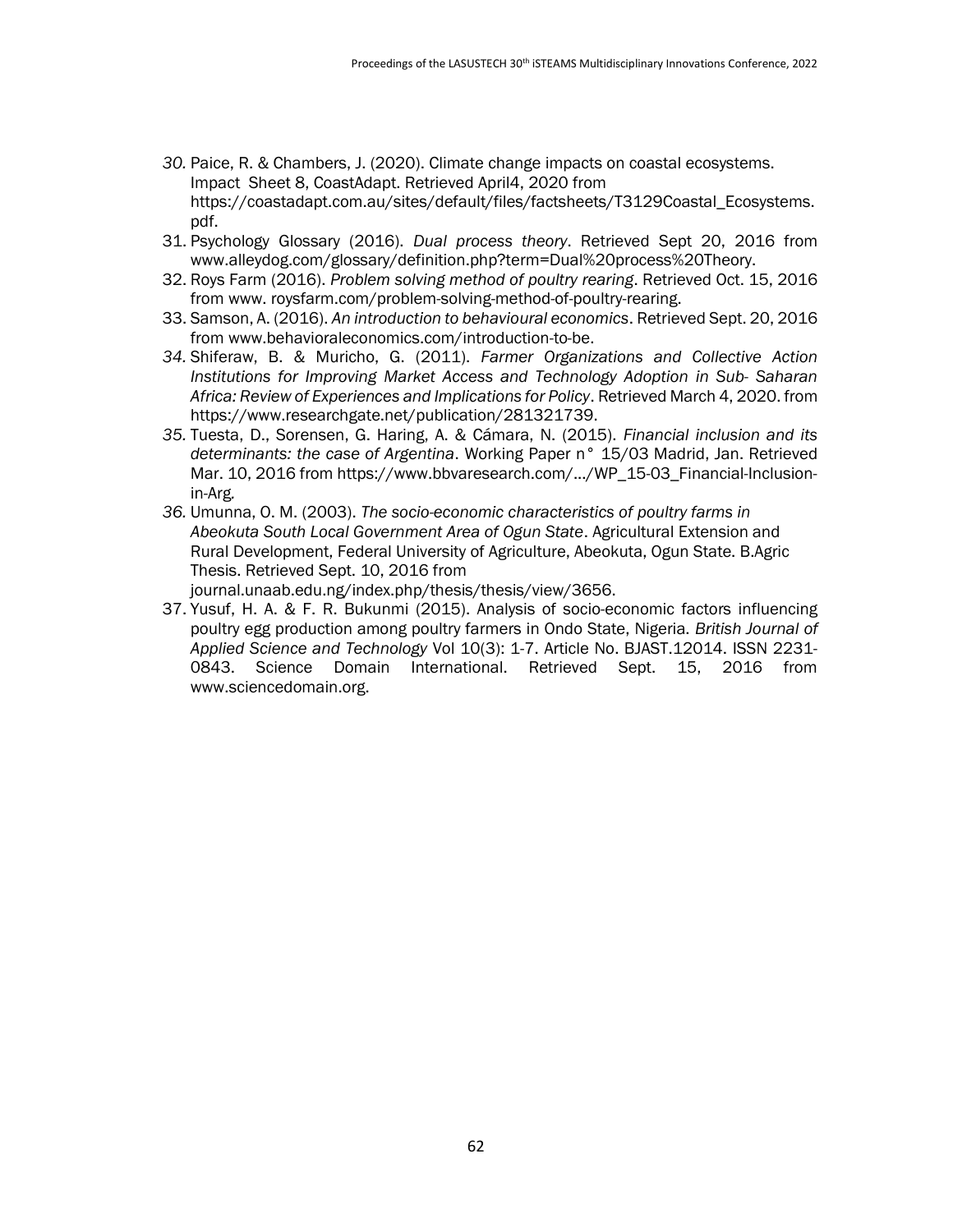30. Paice, R. & Chambers, J. (2020). Climate change impacts on coastal ecosystems. Impact Sheet 8, CoastAdapt. Retrieved April4, 2020 from https://coastadapt.com.au/sites/default/files/factsheets/T3129Coastal_Ecosystems.pdf.
31. Psychology Glossary (2016). *Dual process theory*. Retrieved Sept 20, 2016 from www.alleydog.com/glossary/definition.php?term=Dual%20process%20Theory.
32. Roys Farm (2016). *Problem solving method of poultry rearing*. Retrieved Oct. 15, 2016 from www. roysfarm.com/problem-solving-method-of-poultry-rearing.
33. Samson, A. (2016). *An introduction to behavioural economics*. Retrieved Sept. 20, 2016 from www.behavioraleconomics.com/introduction-to-be.
34. Shiferaw, B. & Muricho, G. (2011). *Farmer Organizations and Collective Action Institutions for Improving Market Access and Technology Adoption in Sub- Saharan Africa: Review of Experiences and Implications for Policy*. Retrieved March 4, 2020. from https://www.researchgate.net/publication/281321739.
35. Tuesta, D., Sorensen, G. Haring, A. & Cámara, N. (2015). *Financial inclusion and its determinants: the case of Argentina*. Working Paper n° 15/03 Madrid, Jan. Retrieved Mar. 10, 2016 from https://www.bbvaresearch.com/.../WP_15-03_Financial-Inclusion-in-Arg.
36. Umunna, O. M. (2003). *The socio-economic characteristics of poultry farms in Abeokuta South Local Government Area of Ogun State*. Agricultural Extension and Rural Development, Federal University of Agriculture, Abeokuta, Ogun State. B.Agric Thesis. Retrieved Sept. 10, 2016 from journal.unaab.edu.ng/index.php/thesis/thesis/view/3656.
37. Yusuf, H. A. & F. R. Bukunmi (2015). Analysis of socio-economic factors influencing poultry egg production among poultry farmers in Ondo State, Nigeria. *British Journal of Applied Science and Technology* Vol 10(3): 1-7. Article No. BJAST.12014. ISSN 2231-0843. Science Domain International. Retrieved Sept. 15, 2016 from www.sciencedomain.org.